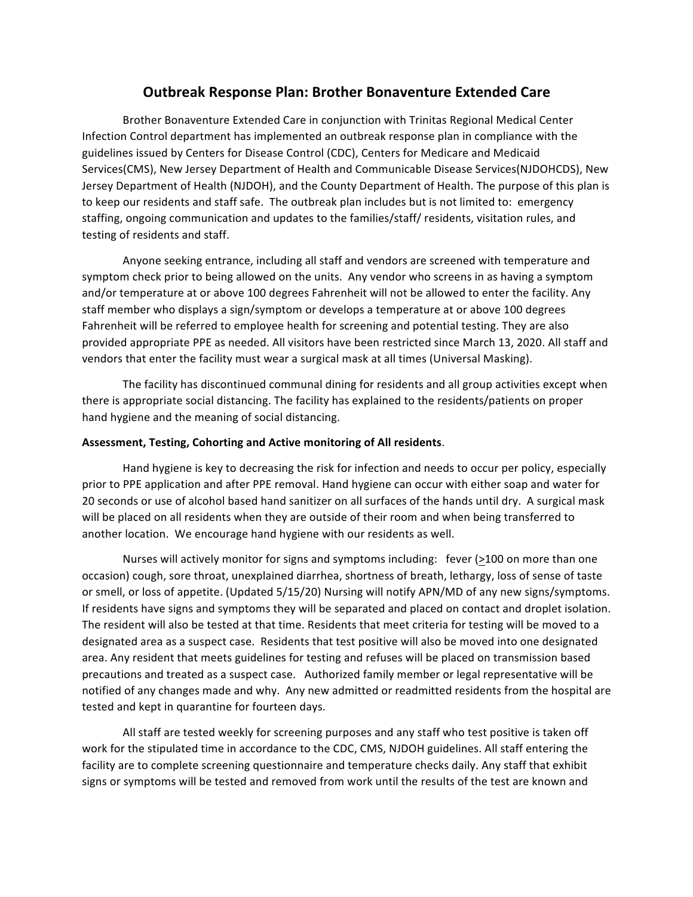# Outbreak Response Plan: Brother Bonaventure Extended Care

Brother Bonaventure Extended Care in conjunction with Trinitas Regional Medical Center Infection Control department has implemented an outbreak response plan in compliance with the guidelines issued by Centers for Disease Control (CDC), Centers for Medicare and Medicaid Services(CMS), New Jersey Department of Health and Communicable Disease Services(NJDOHCDS), New Jersey Department of Health (NJDOH), and the County Department of Health. The purpose of this plan is to keep our residents and staff safe. The outbreak plan includes but is not limited to: emergency staffing, ongoing communication and updates to the families/staff/ residents, visitation rules, and testing of residents and staff.

Anyone seeking entrance, including all staff and vendors are screened with temperature and symptom check prior to being allowed on the units. Any vendor who screens in as having a symptom and/or temperature at or above 100 degrees Fahrenheit will not be allowed to enter the facility. Any staff member who displays a sign/symptom or develops a temperature at or above 100 degrees Fahrenheit will be referred to employee health for screening and potential testing. They are also provided appropriate PPE as needed. All visitors have been restricted since March 13, 2020. All staff and vendors that enter the facility must wear a surgical mask at all times (Universal Masking).

The facility has discontinued communal dining for residents and all group activities except when there is appropriate social distancing. The facility has explained to the residents/patients on proper hand hygiene and the meaning of social distancing.

**Assessment, Testing, Cohorting and Active monitoring of All residents**.

Hand hygiene is key to decreasing the risk for infection and needs to occur per policy, especially prior to PPE application and after PPE removal. Hand hygiene can occur with either soap and water for 20 seconds or use of alcohol based hand sanitizer on all surfaces of the hands until dry. A surgical mask will be placed on all residents when they are outside of their room and when being transferred to another location. We encourage hand hygiene with our residents as well.

Nurses will actively monitor for signs and symptoms including: fever (≥100 on more than one occasion) cough, sore throat, unexplained diarrhea, shortness of breath, lethargy, loss of sense of taste or smell, or loss of appetite. (Updated 5/15/20) Nursing will notify APN/MD of any new signs/symptoms. If residents have signs and symptoms they will be separated and placed on contact and droplet isolation. The resident will also be tested at that time. Residents that meet criteria for testing will be moved to a designated area as a suspect case. Residents that test positive will also be moved into one designated area. Any resident that meets guidelines for testing and refuses will be placed on transmission based precautions and treated as a suspect case. Authorized family member or legal representative will be notified of any changes made and why. Any new admitted or readmitted residents from the hospital are tested and kept in quarantine for fourteen days.

All staff are tested weekly for screening purposes and any staff who test positive is taken off work for the stipulated time in accordance to the CDC, CMS, NJDOH guidelines. All staff entering the facility are to complete screening questionnaire and temperature checks daily. Any staff that exhibit signs or symptoms will be tested and removed from work until the results of the test are known and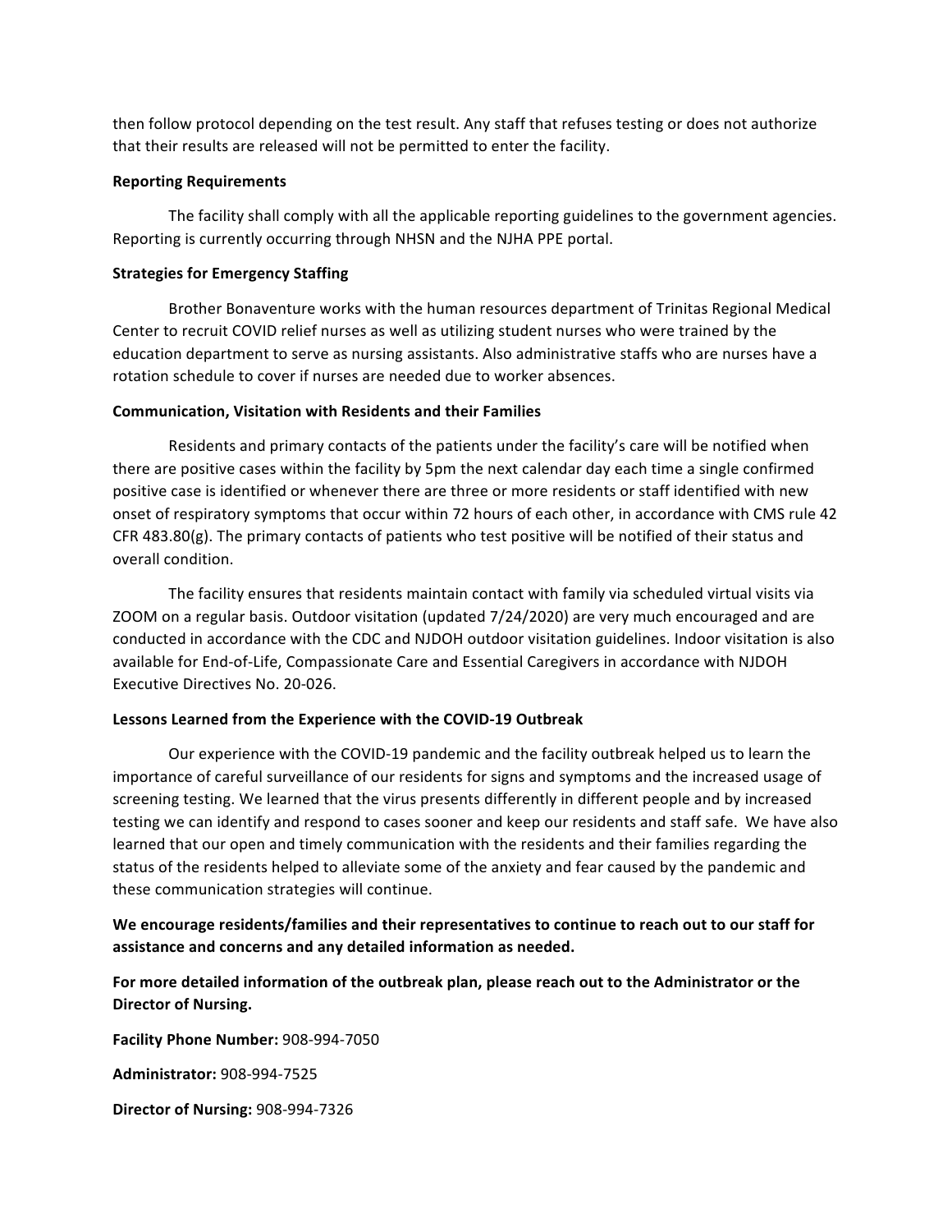then follow protocol depending on the test result. Any staff that refuses testing or does not authorize that their results are released will not be permitted to enter the facility.

**Reporting Requirements**

The facility shall comply with all the applicable reporting guidelines to the government agencies. Reporting is currently occurring through NHSN and the NJHA PPE portal.

**Strategies for Emergency Staffing**

Brother Bonaventure works with the human resources department of Trinitas Regional Medical Center to recruit COVID relief nurses as well as utilizing student nurses who were trained by the education department to serve as nursing assistants. Also administrative staffs who are nurses have a rotation schedule to cover if nurses are needed due to worker absences.

**Communication, Visitation with Residents and their Families**

Residents and primary contacts of the patients under the facility's care will be notified when there are positive cases within the facility by 5pm the next calendar day each time a single confirmed positive case is identified or whenever there are three or more residents or staff identified with new onset of respiratory symptoms that occur within 72 hours of each other, in accordance with CMS rule 42 CFR 483.80(g). The primary contacts of patients who test positive will be notified of their status and overall condition.

The facility ensures that residents maintain contact with family via scheduled virtual visits via ZOOM on a regular basis. Outdoor visitation (updated 7/24/2020) are very much encouraged and are conducted in accordance with the CDC and NJDOH outdoor visitation guidelines. Indoor visitation is also available for End-of-Life, Compassionate Care and Essential Caregivers in accordance with NJDOH Executive Directives No. 20-026.

**Lessons Learned from the Experience with the COVID-19 Outbreak**

Our experience with the COVID-19 pandemic and the facility outbreak helped us to learn the importance of careful surveillance of our residents for signs and symptoms and the increased usage of screening testing. We learned that the virus presents differently in different people and by increased testing we can identify and respond to cases sooner and keep our residents and staff safe. We have also learned that our open and timely communication with the residents and their families regarding the status of the residents helped to alleviate some of the anxiety and fear caused by the pandemic and these communication strategies will continue.

**We encourage residents/families and their representatives to continue to reach out to our staff for assistance and concerns and any detailed information as needed.**

**For more detailed information of the outbreak plan, please reach out to the Administrator or the Director of Nursing.**

**Facility Phone Number:** 908-994-7050

**Administrator:** 908-994-7525

**Director of Nursing:** 908-994-7326